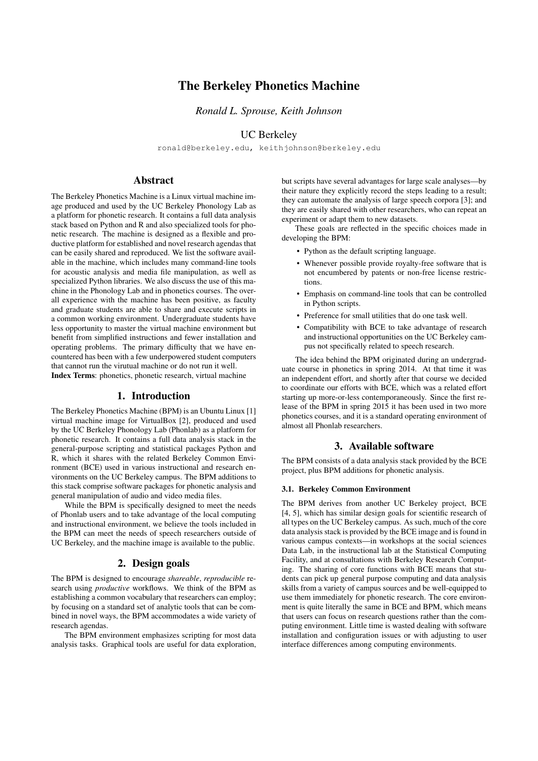# The Berkeley Phonetics Machine

*Ronald L. Sprouse, Keith Johnson*

UC Berkeley

ronald@berkeley.edu, keithjohnson@berkeley.edu

## Abstract

The Berkeley Phonetics Machine is a Linux virtual machine image produced and used by the UC Berkeley Phonology Lab as a platform for phonetic research. It contains a full data analysis stack based on Python and R and also specialized tools for phonetic research. The machine is designed as a flexible and productive platform for established and novel research agendas that can be easily shared and reproduced. We list the software available in the machine, which includes many command-line tools for acoustic analysis and media file manipulation, as well as specialized Python libraries. We also discuss the use of this machine in the Phonology Lab and in phonetics courses. The overall experience with the machine has been positive, as faculty and graduate students are able to share and execute scripts in a common working environment. Undergraduate students have less opportunity to master the virtual machine environment but benefit from simplified instructions and fewer installation and operating problems. The primary difficulty that we have encountered has been with a few underpowered student computers that cannot run the virutual machine or do not run it well.

**Index Terms**: phonetics, phonetic research, virtual machine

## 1. Introduction

The Berkeley Phonetics Machine (BPM) is an Ubuntu Linux [1] virtual machine image for VirtualBox [2], produced and used by the UC Berkeley Phonology Lab (Phonlab) as a platform for phonetic research. It contains a full data analysis stack in the general-purpose scripting and statistical packages Python and R, which it shares with the related Berkeley Common Environment (BCE) used in various instructional and research environments on the UC Berkeley campus. The BPM additions to this stack comprise software packages for phonetic analysis and general manipulation of audio and video media files.

While the BPM is specifically designed to meet the needs of Phonlab users and to take advantage of the local computing and instructional environment, we believe the tools included in the BPM can meet the needs of speech researchers outside of UC Berkeley, and the machine image is available to the public.

## 2. Design goals

The BPM is designed to encourage *shareable*, *reproducible* research using *productive* workflows. We think of the BPM as establishing a common vocabulary that researchers can employ; by focusing on a standard set of analytic tools that can be combined in novel ways, the BPM accommodates a wide variety of research agendas.

The BPM environment emphasizes scripting for most data analysis tasks. Graphical tools are useful for data exploration, but scripts have several advantages for large scale analyses—by their nature they explicitly record the steps leading to a result; they can automate the analysis of large speech corpora [3]; and they are easily shared with other researchers, who can repeat an experiment or adapt them to new datasets.

These goals are reflected in the specific choices made in developing the BPM:

- Python as the default scripting language.
- Whenever possible provide royalty-free software that is not encumbered by patents or non-free license restrictions.
- Emphasis on command-line tools that can be controlled in Python scripts.
- Preference for small utilities that do one task well.
- Compatibility with BCE to take advantage of research and instructional opportunities on the UC Berkeley campus not specifically related to speech research.

The idea behind the BPM originated during an undergraduate course in phonetics in spring 2014. At that time it was an independent effort, and shortly after that course we decided to coordinate our efforts with BCE, which was a related effort starting up more-or-less contemporaneously. Since the first release of the BPM in spring 2015 it has been used in two more phonetics courses, and it is a standard operating environment of almost all Phonlab researchers.

## 3. Available software

The BPM consists of a data analysis stack provided by the BCE project, plus BPM additions for phonetic analysis.

### 3.1. Berkeley Common Environment

The BPM derives from another UC Berkeley project, BCE [4, 5], which has similar design goals for scientific research of all types on the UC Berkeley campus. As such, much of the core data analysis stack is provided by the BCE image and is found in various campus contexts—in workshops at the social sciences Data Lab, in the instructional lab at the Statistical Computing Facility, and at consultations with Berkeley Research Computing. The sharing of core functions with BCE means that students can pick up general purpose computing and data analysis skills from a variety of campus sources and be well-equipped to use them immediately for phonetic research. The core environment is quite literally the same in BCE and BPM, which means that users can focus on research questions rather than the computing environment. Little time is wasted dealing with software installation and configuration issues or with adjusting to user interface differences among computing environments.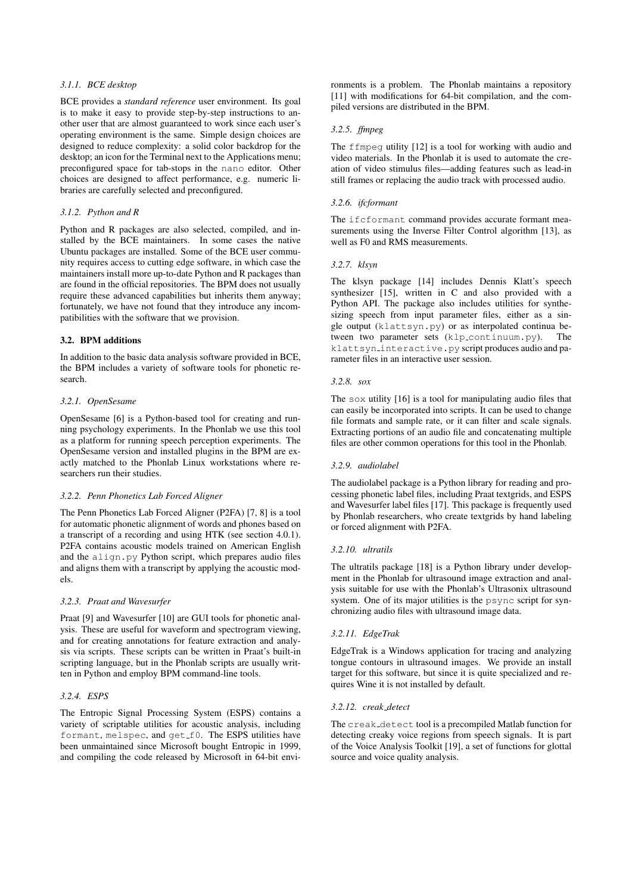#### 3.1.1. BCE desktop

BCE provides a *standard reference* user environment. Its goal is to make it easy to provide step-by-step instructions to another user that are almost guaranteed to work since each user's operating environment is the same. Simple design choices are designed to reduce complexity: a solid color backdrop for the desktop; an icon for the Terminal next to the Applications menu; preconfigured space for tab-stops in the `nano` editor. Other choices are designed to affect performance, e.g. numeric libraries are carefully selected and preconfigured.

#### 3.1.2. Python and R

Python and R packages are also selected, compiled, and installed by the BCE maintainers. In some cases the native Ubuntu packages are installed. Some of the BCE user community requires access to cutting edge software, in which case the maintainers install more up-to-date Python and R packages than are found in the official repositories. The BPM does not usually require these advanced capabilities but inherits them anyway; fortunately, we have not found that they introduce any incompatibilities with the software that we provision.

### 3.2. BPM additions

In addition to the basic data analysis software provided in BCE, the BPM includes a variety of software tools for phonetic research.

#### 3.2.1. OpenSesame

OpenSesame [6] is a Python-based tool for creating and running psychology experiments. In the Phonlab we use this tool as a platform for running speech perception experiments. The OpenSesame version and installed plugins in the BPM are exactly matched to the Phonlab Linux workstations where researchers run their studies.

#### 3.2.2. Penn Phonetics Lab Forced Aligner

The Penn Phonetics Lab Forced Aligner (P2FA) [7, 8] is a tool for automatic phonetic alignment of words and phones based on a transcript of a recording and using HTK (see section 4.0.1). P2FA contains acoustic models trained on American English and the `align.py` Python script, which prepares audio files and aligns them with a transcript by applying the acoustic models.

#### 3.2.3. Praat and Wavesurfer

Praat [9] and Wavesurfer [10] are GUI tools for phonetic analysis. These are useful for waveform and spectrogram viewing, and for creating annotations for feature extraction and analysis via scripts. These scripts can be written in Praat's built-in scripting language, but in the Phonlab scripts are usually written in Python and employ BPM command-line tools.

#### 3.2.4. ESPS

The Entropic Signal Processing System (ESPS) contains a variety of scriptable utilities for acoustic analysis, including `formant`, `melspec`, and `get_f0`. The ESPS utilities have been unmaintained since Microsoft bought Entropic in 1999, and compiling the code released by Microsoft in 64-bit environments is a problem. The Phonlab maintains a repository [11] with modifications for 64-bit compilation, and the compiled versions are distributed in the BPM.

#### 3.2.5. ffmpeg

The `ffmpeg` utility [12] is a tool for working with audio and video materials. In the Phonlab it is used to automate the creation of video stimulus files—adding features such as lead-in still frames or replacing the audio track with processed audio.

#### 3.2.6. ifcformant

The `ifcformant` command provides accurate formant measurements using the Inverse Filter Control algorithm [13], as well as F0 and RMS measurements.

#### 3.2.7. klsyn

The klsyn package [14] includes Dennis Klatt's speech synthesizer [15], written in C and also provided with a Python API. The package also includes utilities for synthesizing speech from input parameter files, either as a single output (`klattsyn.py`) or as interpolated continua between two parameter sets (`klp_continuum.py`). The `klattsyn_interactive.py` script produces audio and parameter files in an interactive user session.

#### 3.2.8. sox

The `sox` utility [16] is a tool for manipulating audio files that can easily be incorporated into scripts. It can be used to change file formats and sample rate, or it can filter and scale signals. Extracting portions of an audio file and concatenating multiple files are other common operations for this tool in the Phonlab.

#### 3.2.9. audiolabel

The audiolabel package is a Python library for reading and processing phonetic label files, including Praat textgrids, and ESPS and Wavesurfer label files [17]. This package is frequently used by Phonlab researchers, who create textgrids by hand labeling or forced alignment with P2FA.

#### 3.2.10. ultratils

The ultratils package [18] is a Python library under development in the Phonlab for ultrasound image extraction and analysis suitable for use with the Phonlab's Ultrasonix ultrasound system. One of its major utilities is the `psync` script for synchronizing audio files with ultrasound image data.

#### 3.2.11. EdgeTrak

EdgeTrak is a Windows application for tracing and analyzing tongue contours in ultrasound images. We provide an install target for this software, but since it is quite specialized and requires Wine it is not installed by default.

#### 3.2.12. creak_detect

The `creak_detect` tool is a precompiled Matlab function for detecting creaky voice regions from speech signals. It is part of the Voice Analysis Toolkit [19], a set of functions for glottal source and voice quality analysis.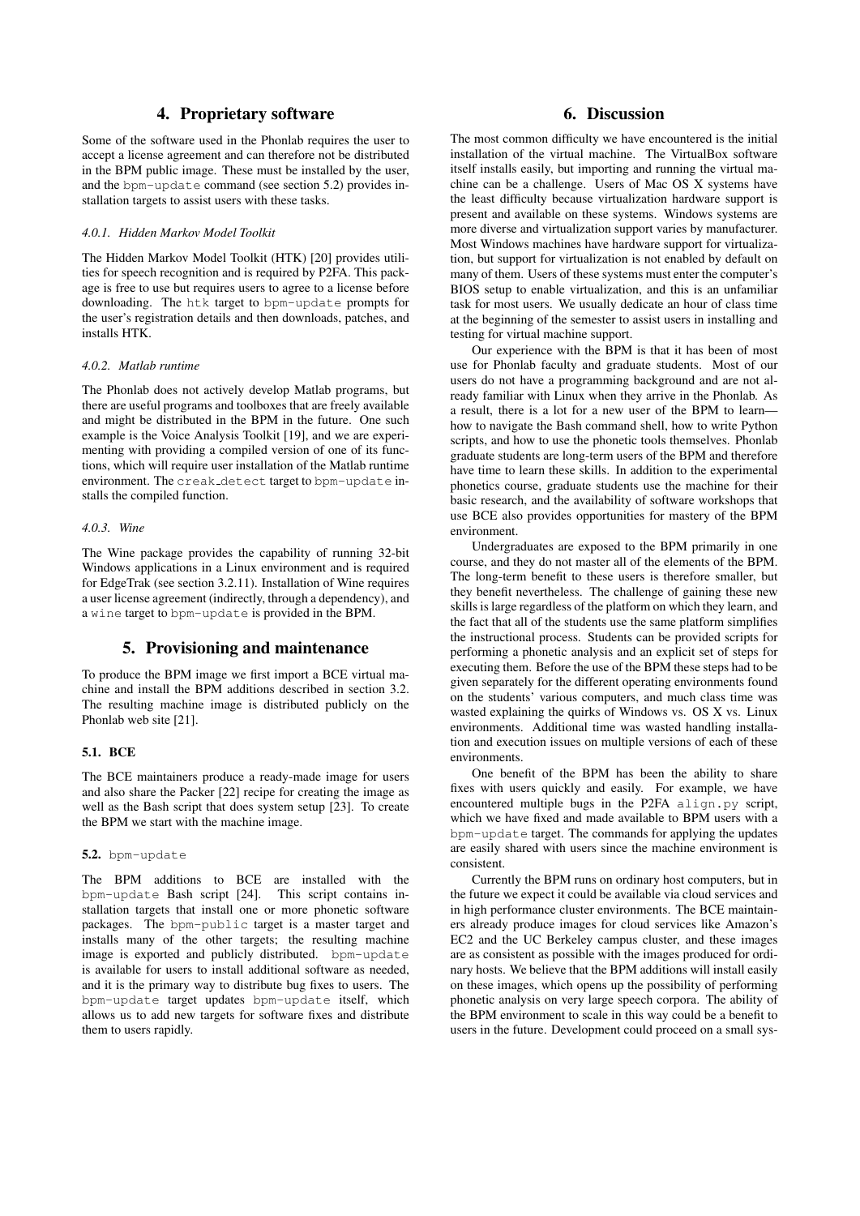## 4. Proprietary software

Some of the software used in the Phonlab requires the user to accept a license agreement and can therefore not be distributed in the BPM public image. These must be installed by the user, and the `bpm-update` command (see section 5.2) provides installation targets to assist users with these tasks.

#### 4.0.1. Hidden Markov Model Toolkit

The Hidden Markov Model Toolkit (HTK) [20] provides utilities for speech recognition and is required by P2FA. This package is free to use but requires users to agree to a license before downloading. The `htk` target to `bpm-update` prompts for the user's registration details and then downloads, patches, and installs HTK.

#### 4.0.2. Matlab runtime

The Phonlab does not actively develop Matlab programs, but there are useful programs and toolboxes that are freely available and might be distributed in the BPM in the future. One such example is the Voice Analysis Toolkit [19], and we are experimenting with providing a compiled version of one of its functions, which will require user installation of the Matlab runtime environment. The `creak_detect` target to `bpm-update` installs the compiled function.

#### 4.0.3. Wine

The Wine package provides the capability of running 32-bit Windows applications in a Linux environment and is required for EdgeTrak (see section 3.2.11). Installation of Wine requires a user license agreement (indirectly, through a dependency), and a `wine` target to `bpm-update` is provided in the BPM.

## 5. Provisioning and maintenance

To produce the BPM image we first import a BCE virtual machine and install the BPM additions described in section 3.2. The resulting machine image is distributed publicly on the Phonlab web site [21].

### 5.1. BCE

The BCE maintainers produce a ready-made image for users and also share the Packer [22] recipe for creating the image as well as the Bash script that does system setup [23]. To create the BPM we start with the machine image.

### 5.2. `bpm-update`

The BPM additions to BCE are installed with the `bpm-update` Bash script [24]. This script contains installation targets that install one or more phonetic software packages. The `bpm-public` target is a master target and installs many of the other targets; the resulting machine image is exported and publicly distributed. `bpm-update` is available for users to install additional software as needed, and it is the primary way to distribute bug fixes to users. The `bpm-update` target updates `bpm-update` itself, which allows us to add new targets for software fixes and distribute them to users rapidly.

## 6. Discussion

The most common difficulty we have encountered is the initial installation of the virtual machine. The VirtualBox software itself installs easily, but importing and running the virtual machine can be a challenge. Users of Mac OS X systems have the least difficulty because virtualization hardware support is present and available on these systems. Windows systems are more diverse and virtualization support varies by manufacturer. Most Windows machines have hardware support for virtualization, but support for virtualization is not enabled by default on many of them. Users of these systems must enter the computer's BIOS setup to enable virtualization, and this is an unfamiliar task for most users. We usually dedicate an hour of class time at the beginning of the semester to assist users in installing and testing for virtual machine support.

Our experience with the BPM is that it has been of most use for Phonlab faculty and graduate students. Most of our users do not have a programming background and are not already familiar with Linux when they arrive in the Phonlab. As a result, there is a lot for a new user of the BPM to learn—how to navigate the Bash command shell, how to write Python scripts, and how to use the phonetic tools themselves. Phonlab graduate students are long-term users of the BPM and therefore have time to learn these skills. In addition to the experimental phonetics course, graduate students use the machine for their basic research, and the availability of software workshops that use BCE also provides opportunities for mastery of the BPM environment.

Undergraduates are exposed to the BPM primarily in one course, and they do not master all of the elements of the BPM. The long-term benefit to these users is therefore smaller, but they benefit nevertheless. The challenge of gaining these new skills is large regardless of the platform on which they learn, and the fact that all of the students use the same platform simplifies the instructional process. Students can be provided scripts for performing a phonetic analysis and an explicit set of steps for executing them. Before the use of the BPM these steps had to be given separately for the different operating environments found on the students' various computers, and much class time was wasted explaining the quirks of Windows vs. OS X vs. Linux environments. Additional time was wasted handling installation and execution issues on multiple versions of each of these environments.

One benefit of the BPM has been the ability to share fixes with users quickly and easily. For example, we have encountered multiple bugs in the P2FA `align.py` script, which we have fixed and made available to BPM users with a `bpm-update` target. The commands for applying the updates are easily shared with users since the machine environment is consistent.

Currently the BPM runs on ordinary host computers, but in the future we expect it could be available via cloud services and in high performance cluster environments. The BCE maintainers already produce images for cloud services like Amazon's EC2 and the UC Berkeley campus cluster, and these images are as consistent as possible with the images produced for ordinary hosts. We believe that the BPM additions will install easily on these images, which opens up the possibility of performing phonetic analysis on very large speech corpora. The ability of the BPM environment to scale in this way could be a benefit to users in the future. Development could proceed on a small sys-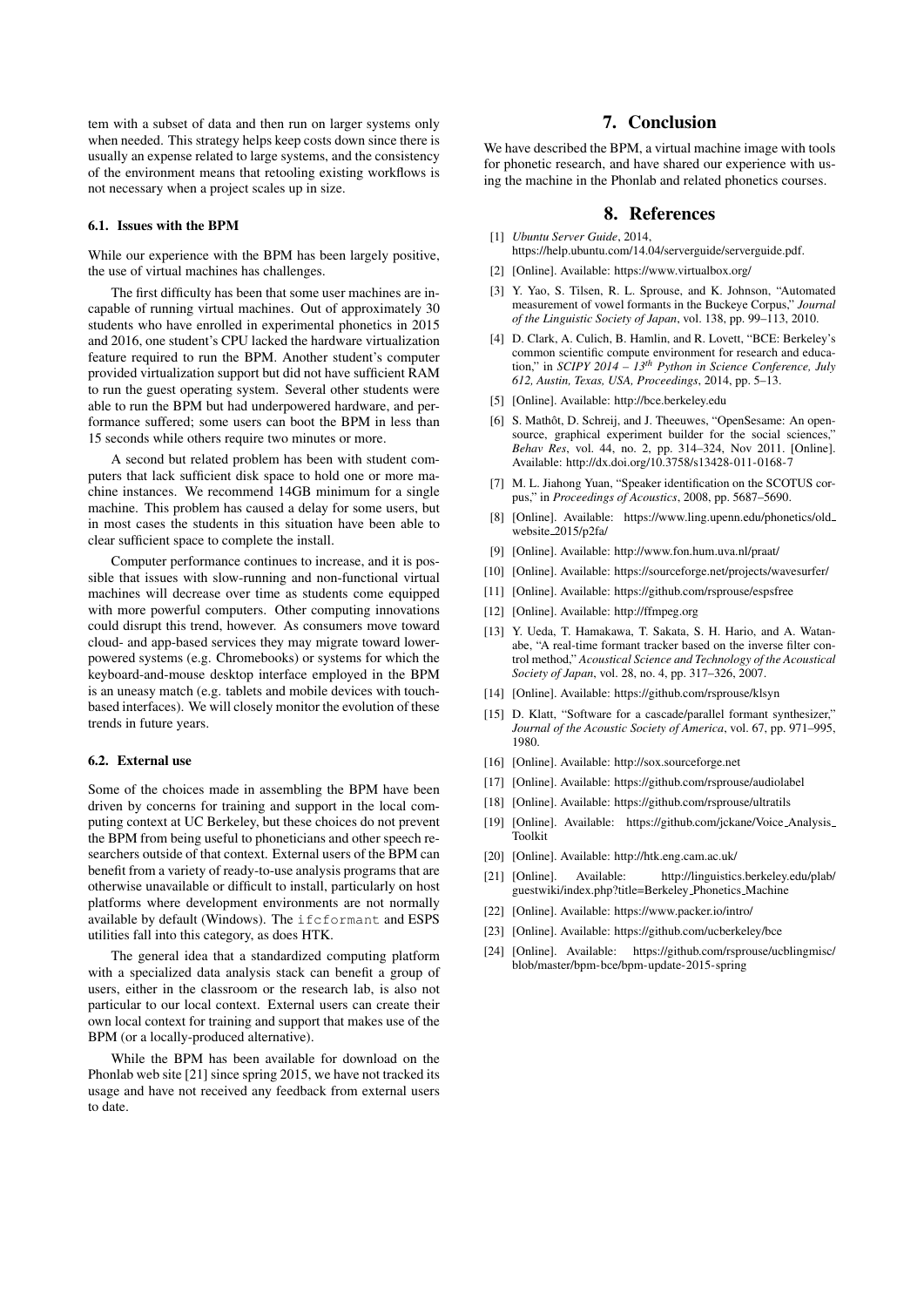tem with a subset of data and then run on larger systems only when needed. This strategy helps keep costs down since there is usually an expense related to large systems, and the consistency of the environment means that retooling existing workflows is not necessary when a project scales up in size.

### 6.1. Issues with the BPM

While our experience with the BPM has been largely positive, the use of virtual machines has challenges.

The first difficulty has been that some user machines are incapable of running virtual machines. Out of approximately 30 students who have enrolled in experimental phonetics in 2015 and 2016, one student's CPU lacked the hardware virtualization feature required to run the BPM. Another student's computer provided virtualization support but did not have sufficient RAM to run the guest operating system. Several other students were able to run the BPM but had underpowered hardware, and performance suffered; some users can boot the BPM in less than 15 seconds while others require two minutes or more.

A second but related problem has been with student computers that lack sufficient disk space to hold one or more machine instances. We recommend 14GB minimum for a single machine. This problem has caused a delay for some users, but in most cases the students in this situation have been able to clear sufficient space to complete the install.

Computer performance continues to increase, and it is possible that issues with slow-running and non-functional virtual machines will decrease over time as students come equipped with more powerful computers. Other computing innovations could disrupt this trend, however. As consumers move toward cloud- and app-based services they may migrate toward lower-powered systems (e.g. Chromebooks) or systems for which the keyboard-and-mouse desktop interface employed in the BPM is an uneasy match (e.g. tablets and mobile devices with touch-based interfaces). We will closely monitor the evolution of these trends in future years.

### 6.2. External use

Some of the choices made in assembling the BPM have been driven by concerns for training and support in the local computing context at UC Berkeley, but these choices do not prevent the BPM from being useful to phoneticians and other speech researchers outside of that context. External users of the BPM can benefit from a variety of ready-to-use analysis programs that are otherwise unavailable or difficult to install, particularly on host platforms where development environments are not normally available by default (Windows). The `ifcformant` and ESPS utilities fall into this category, as does HTK.

The general idea that a standardized computing platform with a specialized data analysis stack can benefit a group of users, either in the classroom or the research lab, is also not particular to our local context. External users can create their own local context for training and support that makes use of the BPM (or a locally-produced alternative).

While the BPM has been available for download on the Phonlab web site [21] since spring 2015, we have not tracked its usage and have not received any feedback from external users to date.

## 7. Conclusion

We have described the BPM, a virtual machine image with tools for phonetic research, and have shared our experience with using the machine in the Phonlab and related phonetics courses.

## 8. References

[1] *Ubuntu Server Guide*, 2014, https://help.ubuntu.com/14.04/serverguide/serverguide.pdf.

[2] [Online]. Available: https://www.virtualbox.org/

[3] Y. Yao, S. Tilsen, R. L. Sprouse, and K. Johnson, "Automated measurement of vowel formants in the Buckeye Corpus," *Journal of the Linguistic Society of Japan*, vol. 138, pp. 99–113, 2010.

[4] D. Clark, A. Culich, B. Hamlin, and R. Lovett, "BCE: Berkeley's common scientific compute environment for research and education," in *SCIPY 2014 – 13th Python in Science Conference, July 612, Austin, Texas, USA, Proceedings*, 2014, pp. 5–13.

[5] [Online]. Available: http://bce.berkeley.edu

[6] S. Mathôt, D. Schreij, and J. Theeuwes, "OpenSesame: An open-source, graphical experiment builder for the social sciences," *Behav Res*, vol. 44, no. 2, pp. 314–324, Nov 2011. [Online]. Available: http://dx.doi.org/10.3758/s13428-011-0168-7

[7] M. L. Jiahong Yuan, "Speaker identification on the SCOTUS corpus," in *Proceedings of Acoustics*, 2008, pp. 5687–5690.

[8] [Online]. Available: https://www.ling.upenn.edu/phonetics/old_website_2015/p2fa/

[9] [Online]. Available: http://www.fon.hum.uva.nl/praat/

[10] [Online]. Available: https://sourceforge.net/projects/wavesurfer/

[11] [Online]. Available: https://github.com/rsprouse/espsfree

[12] [Online]. Available: http://ffmpeg.org

[13] Y. Ueda, T. Hamakawa, T. Sakata, S. H. Hario, and A. Watanabe, "A real-time formant tracker based on the inverse filter control method," *Acoustical Science and Technology of the Acoustical Society of Japan*, vol. 28, no. 4, pp. 317–326, 2007.

[14] [Online]. Available: https://github.com/rsprouse/klsyn

[15] D. Klatt, "Software for a cascade/parallel formant synthesizer," *Journal of the Acoustic Society of America*, vol. 67, pp. 971–995, 1980.

[16] [Online]. Available: http://sox.sourceforge.net

[17] [Online]. Available: https://github.com/rsprouse/audiolabel

[18] [Online]. Available: https://github.com/rsprouse/ultratils

[19] [Online]. Available: https://github.com/jckane/Voice_Analysis_Toolkit

[20] [Online]. Available: http://htk.eng.cam.ac.uk/

[21] [Online]. Available: http://linguistics.berkeley.edu/plab/guestwiki/index.php?title=Berkeley_Phonetics_Machine

[22] [Online]. Available: https://www.packer.io/intro/

[23] [Online]. Available: https://github.com/ucberkeley/bce

[24] [Online]. Available: https://github.com/rsprouse/ucblingmisc/blob/master/bpm-bce/bpm-update-2015-spring